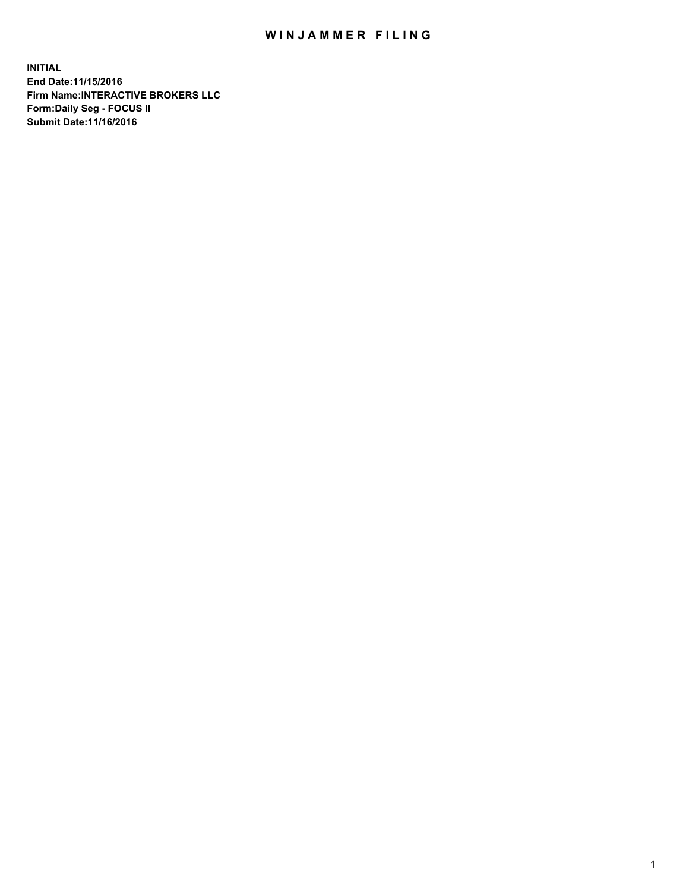# WINJAMMER FILING

**INITIAL**
**End Date:11/15/2016**
**Firm Name:INTERACTIVE BROKERS LLC**
**Form:Daily Seg - FOCUS II**
**Submit Date:11/16/2016**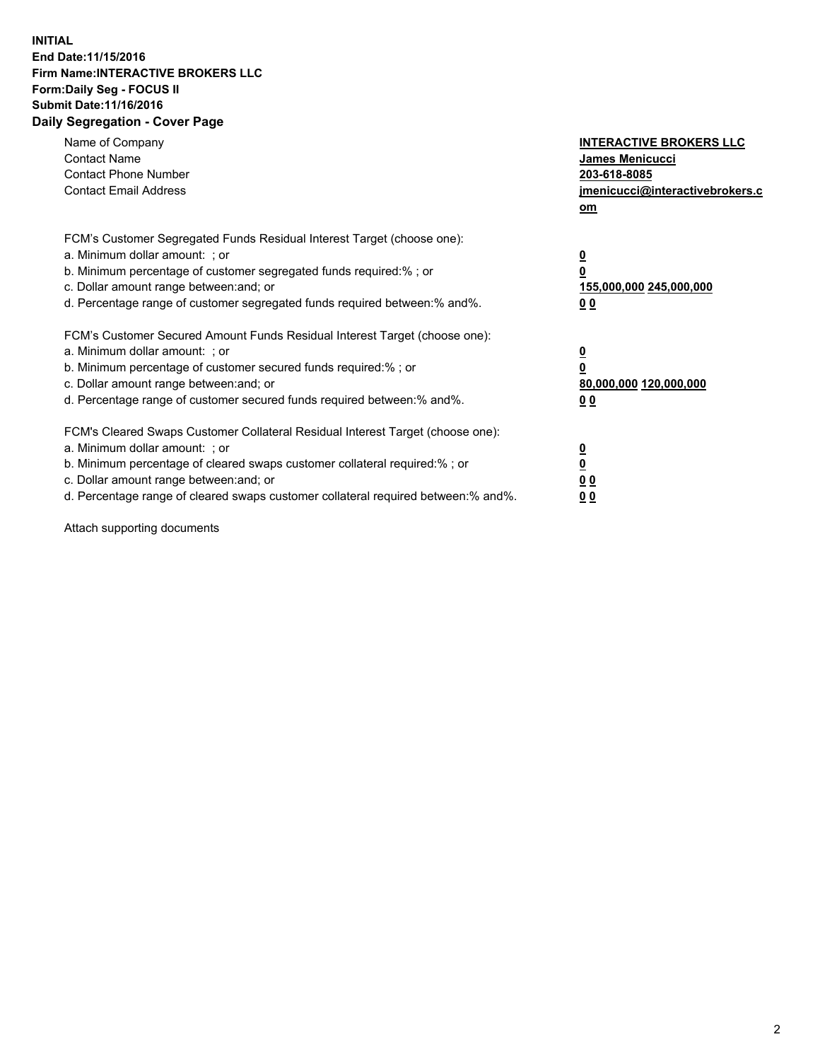**INITIAL**
**End Date:11/15/2016**
**Firm Name:INTERACTIVE BROKERS LLC**
**Form:Daily Seg - FOCUS II**
**Submit Date:11/16/2016**
**Daily Segregation - Cover Page**

| | |
|---|---|
| Name of Company | **INTERACTIVE BROKERS LLC** |
| Contact Name | **James Menicucci** |
| Contact Phone Number | **203-618-8085** |
| Contact Email Address | **jmenicucci@interactivebrokers.com** |

| | |
|---|---|
| FCM's Customer Segregated Funds Residual Interest Target (choose one): | |
| a. Minimum dollar amount: ; or | **0** |
| b. Minimum percentage of customer segregated funds required:% ; or | **0** |
| c. Dollar amount range between:and; or | **155,000,000** **245,000,000** |
| d. Percentage range of customer segregated funds required between:% and%. | **0** **0** |
| FCM's Customer Secured Amount Funds Residual Interest Target (choose one): | |
| a. Minimum dollar amount: ; or | **0** |
| b. Minimum percentage of customer secured funds required:% ; or | **0** |
| c. Dollar amount range between:and; or | **80,000,000** **120,000,000** |
| d. Percentage range of customer secured funds required between:% and%. | **0** **0** |
| FCM's Cleared Swaps Customer Collateral Residual Interest Target (choose one): | |
| a. Minimum dollar amount: ; or | **0** |
| b. Minimum percentage of cleared swaps customer collateral required:% ; or | **0** |
| c. Dollar amount range between:and; or | **0** **0** |
| d. Percentage range of cleared swaps customer collateral required between:% and%. | **0** **0** |

Attach supporting documents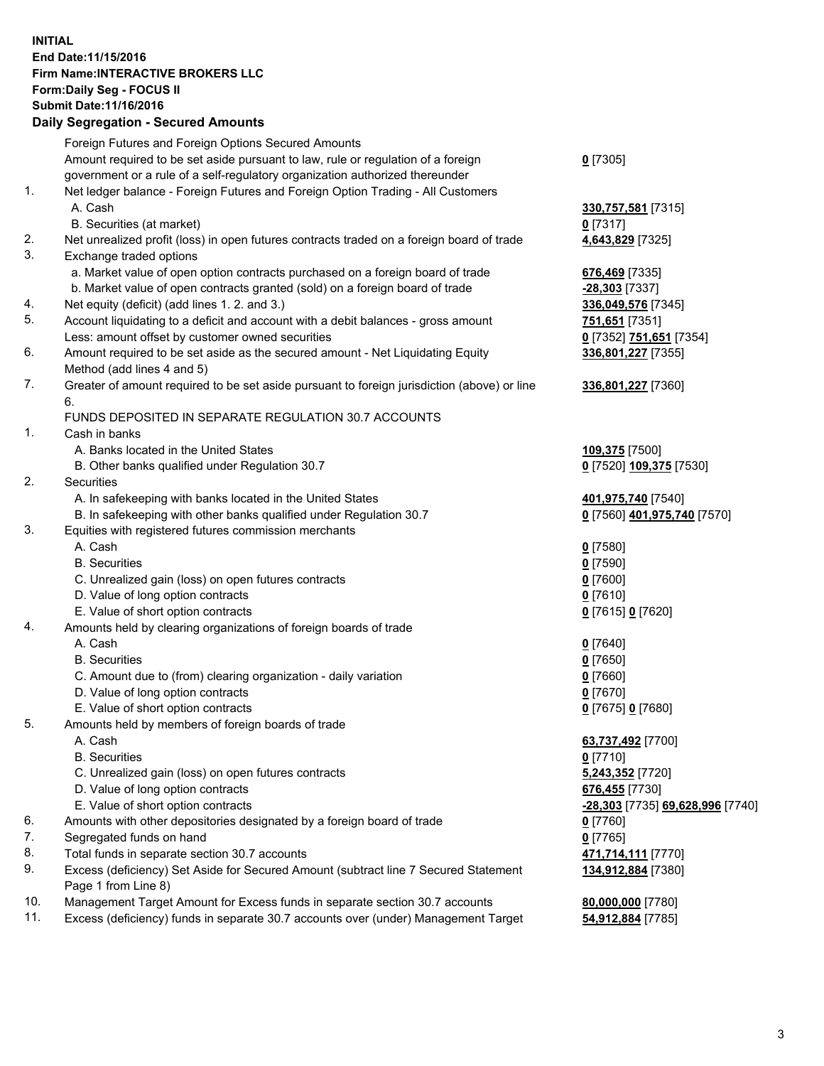**INITIAL**
**End Date:11/15/2016**
**Firm Name:INTERACTIVE BROKERS LLC**
**Form:Daily Seg - FOCUS II**
**Submit Date:11/16/2016**

## Daily Segregation - Secured Amounts

| | | |
|---|---|---|
| | Foreign Futures and Foreign Options Secured Amounts | |
| | Amount required to be set aside pursuant to law, rule or regulation of a foreign government or a rule of a self-regulatory organization authorized thereunder | **0** [7305] |
| 1. | Net ledger balance - Foreign Futures and Foreign Option Trading - All Customers | |
| | A. Cash | **330,757,581** [7315] |
| | B. Securities (at market) | **0** [7317] |
| 2. | Net unrealized profit (loss) in open futures contracts traded on a foreign board of trade | **4,643,829** [7325] |
| 3. | Exchange traded options | |
| | a. Market value of open option contracts purchased on a foreign board of trade | **676,469** [7335] |
| | b. Market value of open contracts granted (sold) on a foreign board of trade | **-28,303** [7337] |
| 4. | Net equity (deficit) (add lines 1. 2. and 3.) | **336,049,576** [7345] |
| 5. | Account liquidating to a deficit and account with a debit balances - gross amount | **751,651** [7351] |
| | Less: amount offset by customer owned securities | **0** [7352] **751,651** [7354] |
| 6. | Amount required to be set aside as the secured amount - Net Liquidating Equity Method (add lines 4 and 5) | **336,801,227** [7355] |
| 7. | Greater of amount required to be set aside pursuant to foreign jurisdiction (above) or line 6. | **336,801,227** [7360] |
| | FUNDS DEPOSITED IN SEPARATE REGULATION 30.7 ACCOUNTS | |
| 1. | Cash in banks | |
| | A. Banks located in the United States | **109,375** [7500] |
| | B. Other banks qualified under Regulation 30.7 | **0** [7520] **109,375** [7530] |
| 2. | Securities | |
| | A. In safekeeping with banks located in the United States | **401,975,740** [7540] |
| | B. In safekeeping with other banks qualified under Regulation 30.7 | **0** [7560] **401,975,740** [7570] |
| 3. | Equities with registered futures commission merchants | |
| | A. Cash | **0** [7580] |
| | B. Securities | **0** [7590] |
| | C. Unrealized gain (loss) on open futures contracts | **0** [7600] |
| | D. Value of long option contracts | **0** [7610] |
| | E. Value of short option contracts | **0** [7615] **0** [7620] |
| 4. | Amounts held by clearing organizations of foreign boards of trade | |
| | A. Cash | **0** [7640] |
| | B. Securities | **0** [7650] |
| | C. Amount due to (from) clearing organization - daily variation | **0** [7660] |
| | D. Value of long option contracts | **0** [7670] |
| | E. Value of short option contracts | **0** [7675] **0** [7680] |
| 5. | Amounts held by members of foreign boards of trade | |
| | A. Cash | **63,737,492** [7700] |
| | B. Securities | **0** [7710] |
| | C. Unrealized gain (loss) on open futures contracts | **5,243,352** [7720] |
| | D. Value of long option contracts | **676,455** [7730] |
| | E. Value of short option contracts | **-28,303** [7735] **69,628,996** [7740] |
| 6. | Amounts with other depositories designated by a foreign board of trade | **0** [7760] |
| 7. | Segregated funds on hand | **0** [7765] |
| 8. | Total funds in separate section 30.7 accounts | **471,714,111** [7770] |
| 9. | Excess (deficiency) Set Aside for Secured Amount (subtract line 7 Secured Statement Page 1 from Line 8) | **134,912,884** [7380] |
| 10. | Management Target Amount for Excess funds in separate section 30.7 accounts | **80,000,000** [7780] |
| 11. | Excess (deficiency) funds in separate 30.7 accounts over (under) Management Target | **54,912,884** [7785] |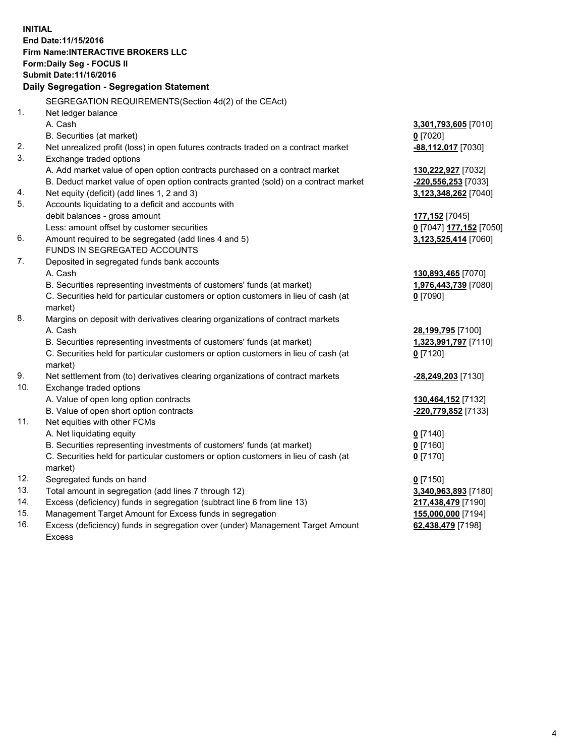**INITIAL**
**End Date:11/15/2016**
**Firm Name:INTERACTIVE BROKERS LLC**
**Form:Daily Seg - FOCUS II**
**Submit Date:11/16/2016**

## Daily Segregation - Segregation Statement

| | | |
|---|---|---|
| | SEGREGATION REQUIREMENTS(Section 4d(2) of the CEAct) | |
| 1. | Net ledger balance | |
| | A. Cash | **3,301,793,605** [7010] |
| | B. Securities (at market) | **0** [7020] |
| 2. | Net unrealized profit (loss) in open futures contracts traded on a contract market | **-88,112,017** [7030] |
| 3. | Exchange traded options | |
| | A. Add market value of open option contracts purchased on a contract market | **130,222,927** [7032] |
| | B. Deduct market value of open option contracts granted (sold) on a contract market | **-220,556,253** [7033] |
| 4. | Net equity (deficit) (add lines 1, 2 and 3) | **3,123,348,262** [7040] |
| 5. | Accounts liquidating to a deficit and accounts with | |
| | debit balances - gross amount | **177,152** [7045] |
| | Less: amount offset by customer securities | **0** [7047] **177,152** [7050] |
| 6. | Amount required to be segregated (add lines 4 and 5) | **3,123,525,414** [7060] |
| | FUNDS IN SEGREGATED ACCOUNTS | |
| 7. | Deposited in segregated funds bank accounts | |
| | A. Cash | **130,893,465** [7070] |
| | B. Securities representing investments of customers' funds (at market) | **1,976,443,739** [7080] |
| | C. Securities held for particular customers or option customers in lieu of cash (at market) | **0** [7090] |
| 8. | Margins on deposit with derivatives clearing organizations of contract markets | |
| | A. Cash | **28,199,795** [7100] |
| | B. Securities representing investments of customers' funds (at market) | **1,323,991,797** [7110] |
| | C. Securities held for particular customers or option customers in lieu of cash (at market) | **0** [7120] |
| 9. | Net settlement from (to) derivatives clearing organizations of contract markets | **-28,249,203** [7130] |
| 10. | Exchange traded options | |
| | A. Value of open long option contracts | **130,464,152** [7132] |
| | B. Value of open short option contracts | **-220,779,852** [7133] |
| 11. | Net equities with other FCMs | |
| | A. Net liquidating equity | **0** [7140] |
| | B. Securities representing investments of customers' funds (at market) | **0** [7160] |
| | C. Securities held for particular customers or option customers in lieu of cash (at market) | **0** [7170] |
| 12. | Segregated funds on hand | **0** [7150] |
| 13. | Total amount in segregation (add lines 7 through 12) | **3,340,963,893** [7180] |
| 14. | Excess (deficiency) funds in segregation (subtract line 6 from line 13) | **217,438,479** [7190] |
| 15. | Management Target Amount for Excess funds in segregation | **155,000,000** [7194] |
| 16. | Excess (deficiency) funds in segregation over (under) Management Target Amount Excess | **62,438,479** [7198] |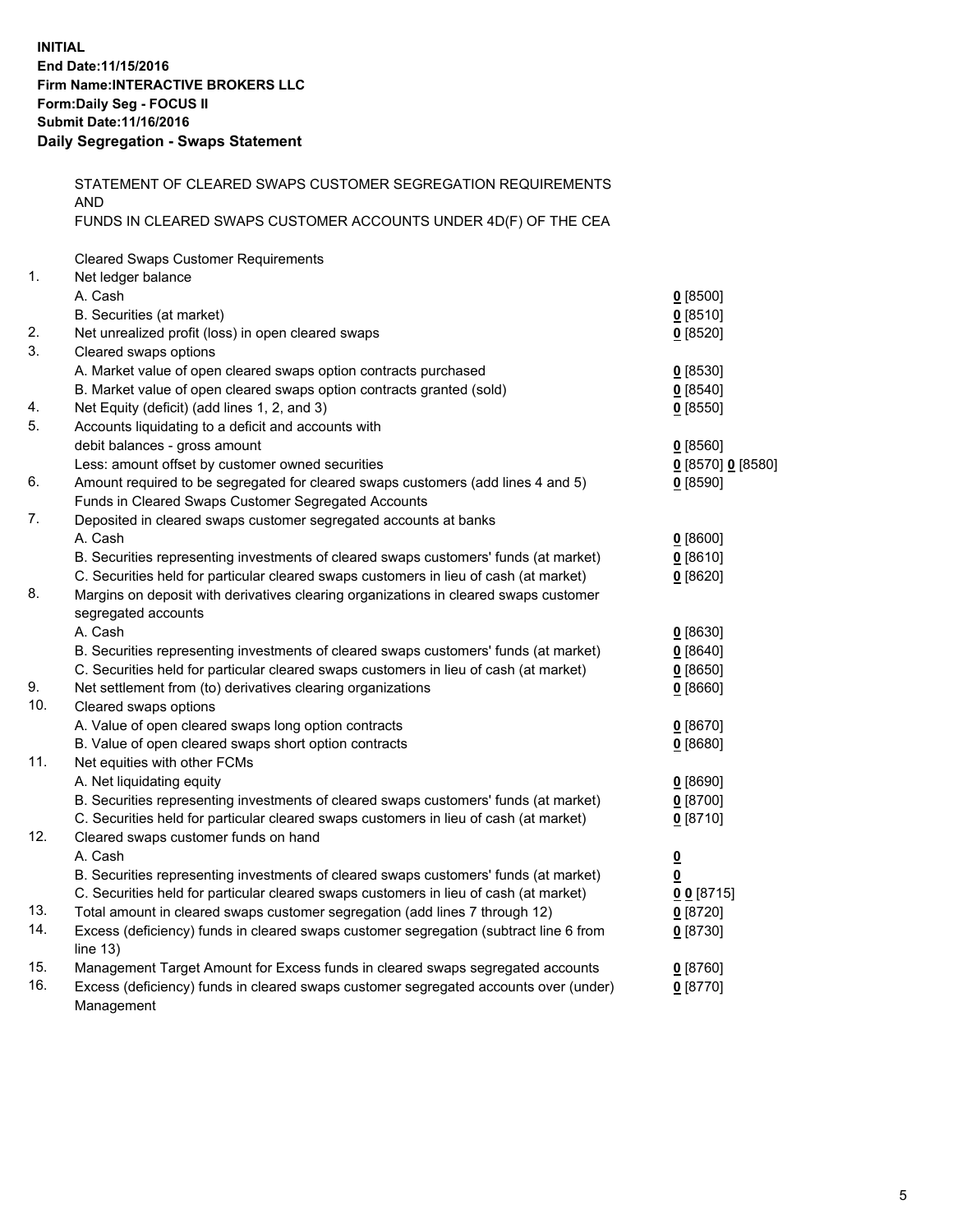**INITIAL**
**End Date:11/15/2016**
**Firm Name:INTERACTIVE BROKERS LLC**
**Form:Daily Seg - FOCUS II**
**Submit Date:11/16/2016**
**Daily Segregation - Swaps Statement**

STATEMENT OF CLEARED SWAPS CUSTOMER SEGREGATION REQUIREMENTS AND FUNDS IN CLEARED SWAPS CUSTOMER ACCOUNTS UNDER 4D(F) OF THE CEA

| | | |
|---|---|---|
| | Cleared Swaps Customer Requirements | |
| 1. | Net ledger balance | |
| | A. Cash | 0 [8500] |
| | B. Securities (at market) | 0 [8510] |
| 2. | Net unrealized profit (loss) in open cleared swaps | 0 [8520] |
| 3. | Cleared swaps options | |
| | A. Market value of open cleared swaps option contracts purchased | 0 [8530] |
| | B. Market value of open cleared swaps option contracts granted (sold) | 0 [8540] |
| 4. | Net Equity (deficit) (add lines 1, 2, and 3) | 0 [8550] |
| 5. | Accounts liquidating to a deficit and accounts with | |
| | debit balances - gross amount | 0 [8560] |
| | Less: amount offset by customer owned securities | 0 [8570] 0 [8580] |
| 6. | Amount required to be segregated for cleared swaps customers (add lines 4 and 5) | 0 [8590] |
| | Funds in Cleared Swaps Customer Segregated Accounts | |
| 7. | Deposited in cleared swaps customer segregated accounts at banks | |
| | A. Cash | 0 [8600] |
| | B. Securities representing investments of cleared swaps customers' funds (at market) | 0 [8610] |
| | C. Securities held for particular cleared swaps customers in lieu of cash (at market) | 0 [8620] |
| 8. | Margins on deposit with derivatives clearing organizations in cleared swaps customer segregated accounts | |
| | A. Cash | 0 [8630] |
| | B. Securities representing investments of cleared swaps customers' funds (at market) | 0 [8640] |
| | C. Securities held for particular cleared swaps customers in lieu of cash (at market) | 0 [8650] |
| 9. | Net settlement from (to) derivatives clearing organizations | 0 [8660] |
| 10. | Cleared swaps options | |
| | A. Value of open cleared swaps long option contracts | 0 [8670] |
| | B. Value of open cleared swaps short option contracts | 0 [8680] |
| 11. | Net equities with other FCMs | |
| | A. Net liquidating equity | 0 [8690] |
| | B. Securities representing investments of cleared swaps customers' funds (at market) | 0 [8700] |
| | C. Securities held for particular cleared swaps customers in lieu of cash (at market) | 0 [8710] |
| 12. | Cleared swaps customer funds on hand | |
| | A. Cash | 0 |
| | B. Securities representing investments of cleared swaps customers' funds (at market) | 0 |
| | C. Securities held for particular cleared swaps customers in lieu of cash (at market) | 0 0 [8715] |
| 13. | Total amount in cleared swaps customer segregation (add lines 7 through 12) | 0 [8720] |
| 14. | Excess (deficiency) funds in cleared swaps customer segregation (subtract line 6 from line 13) | 0 [8730] |
| 15. | Management Target Amount for Excess funds in cleared swaps segregated accounts | 0 [8760] |
| 16. | Excess (deficiency) funds in cleared swaps customer segregated accounts over (under) Management | 0 [8770] |